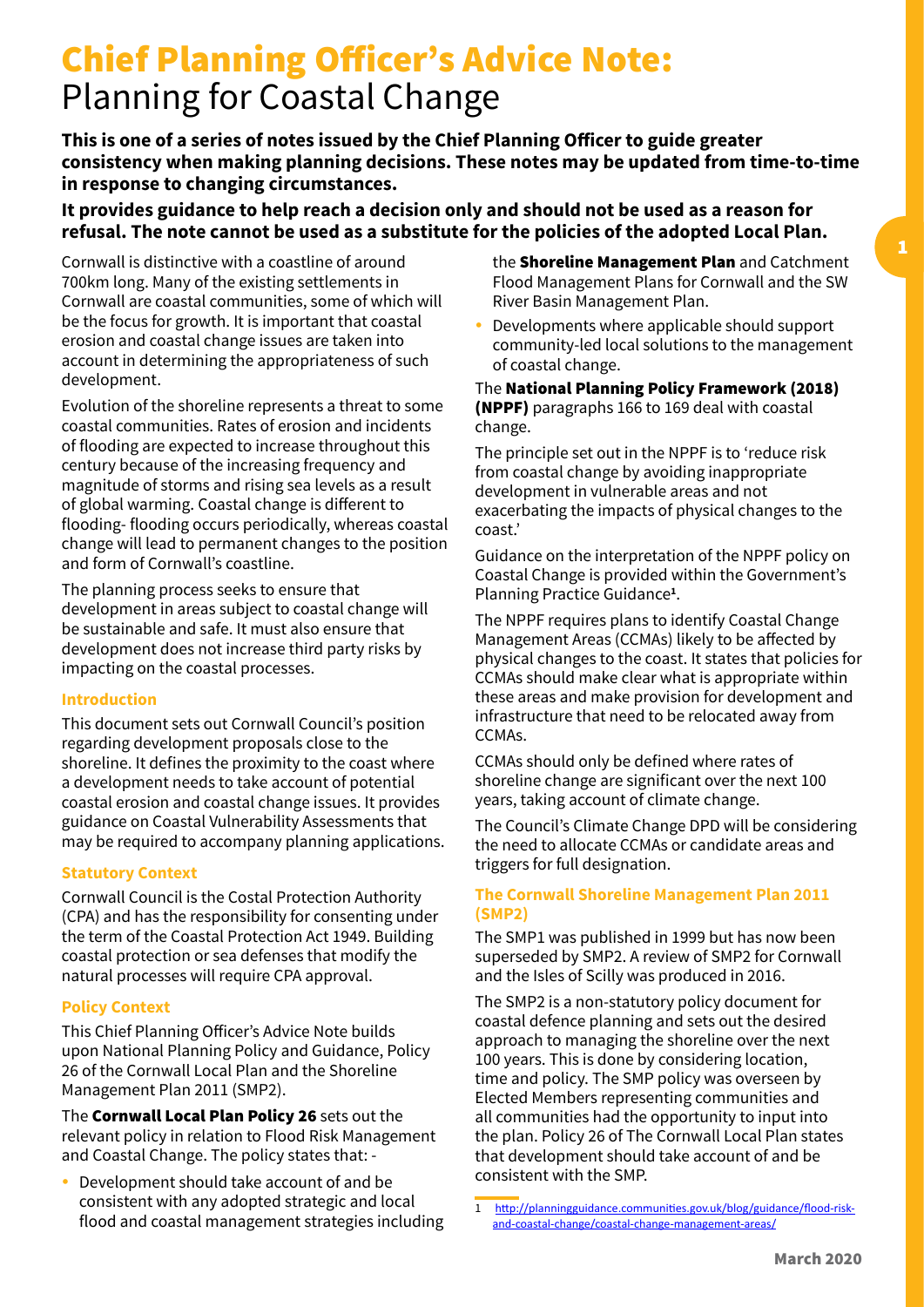# Chief Planning Officer's Advice Note: Planning for Coastal Change

**This is one of a series of notes issued by the Chief Planning Officer to guide greater consistency when making planning decisions. These notes may be updated from time-to-time in response to changing circumstances.**

**It provides guidance to help reach a decision only and should not be used as a reason for refusal. The note cannot be used as a substitute for the policies of the adopted Local Plan.**

Cornwall is distinctive with a coastline of around 700km long. Many of the existing settlements in Cornwall are coastal communities, some of which will be the focus for growth. It is important that coastal erosion and coastal change issues are taken into account in determining the appropriateness of such development.

Evolution of the shoreline represents a threat to some coastal communities. Rates of erosion and incidents of flooding are expected to increase throughout this century because of the increasing frequency and magnitude of storms and rising sea levels as a result of global warming. Coastal change is different to flooding- flooding occurs periodically, whereas coastal change will lead to permanent changes to the position and form of Cornwall's coastline.

The planning process seeks to ensure that development in areas subject to coastal change will be sustainable and safe. It must also ensure that development does not increase third party risks by impacting on the coastal processes.

### Introduction

This document sets out Cornwall Council's position regarding development proposals close to the shoreline. It defines the proximity to the coast where a development needs to take account of potential coastal erosion and coastal change issues. It provides guidance on Coastal Vulnerability Assessments that may be required to accompany planning applications.

### Statutory Context

Cornwall Council is the Costal Protection Authority (CPA) and has the responsibility for consenting under the term of the Coastal Protection Act 1949. Building coastal protection or sea defenses that modify the natural processes will require CPA approval.

### Policy Context

This Chief Planning Officer's Advice Note builds upon National Planning Policy and Guidance, Policy 26 of the Cornwall Local Plan and the Shoreline Management Plan 2011 (SMP2).

The **Cornwall Local Plan Policy 26** sets out the relevant policy in relation to Flood Risk Management and Coastal Change. The policy states that: -

- Development should take account of and be consistent with any adopted strategic and local flood and coastal management strategies including the **Shoreline Management Plan** and Catchment Flood Management Plans for Cornwall and the SW River Basin Management Plan.
- Developments where applicable should support community-led local solutions to the management of coastal change.

The **National Planning Policy Framework (2018) (NPPF)** paragraphs 166 to 169 deal with coastal change.

The principle set out in the NPPF is to 'reduce risk from coastal change by avoiding inappropriate development in vulnerable areas and not exacerbating the impacts of physical changes to the coast.'

Guidance on the interpretation of the NPPF policy on Coastal Change is provided within the Government's Planning Practice Guidance[1].

The NPPF requires plans to identify Coastal Change Management Areas (CCMAs) likely to be affected by physical changes to the coast. It states that policies for CCMAs should make clear what is appropriate within these areas and make provision for development and infrastructure that need to be relocated away from CCMAs.

CCMAs should only be defined where rates of shoreline change are significant over the next 100 years, taking account of climate change.

The Council's Climate Change DPD will be considering the need to allocate CCMAs or candidate areas and triggers for full designation.

### The Cornwall Shoreline Management Plan 2011 (SMP2)

The SMP1 was published in 1999 but has now been superseded by SMP2. A review of SMP2 for Cornwall and the Isles of Scilly was produced in 2016.

The SMP2 is a non-statutory policy document for coastal defence planning and sets out the desired approach to managing the shoreline over the next 100 years. This is done by considering location, time and policy. The SMP policy was overseen by Elected Members representing communities and all communities had the opportunity to input into the plan. Policy 26 of The Cornwall Local Plan states that development should take account of and be consistent with the SMP.

[1] http://planningguidance.communities.gov.uk/blog/guidance/flood-risk-and-coastal-change/coastal-change-management-areas/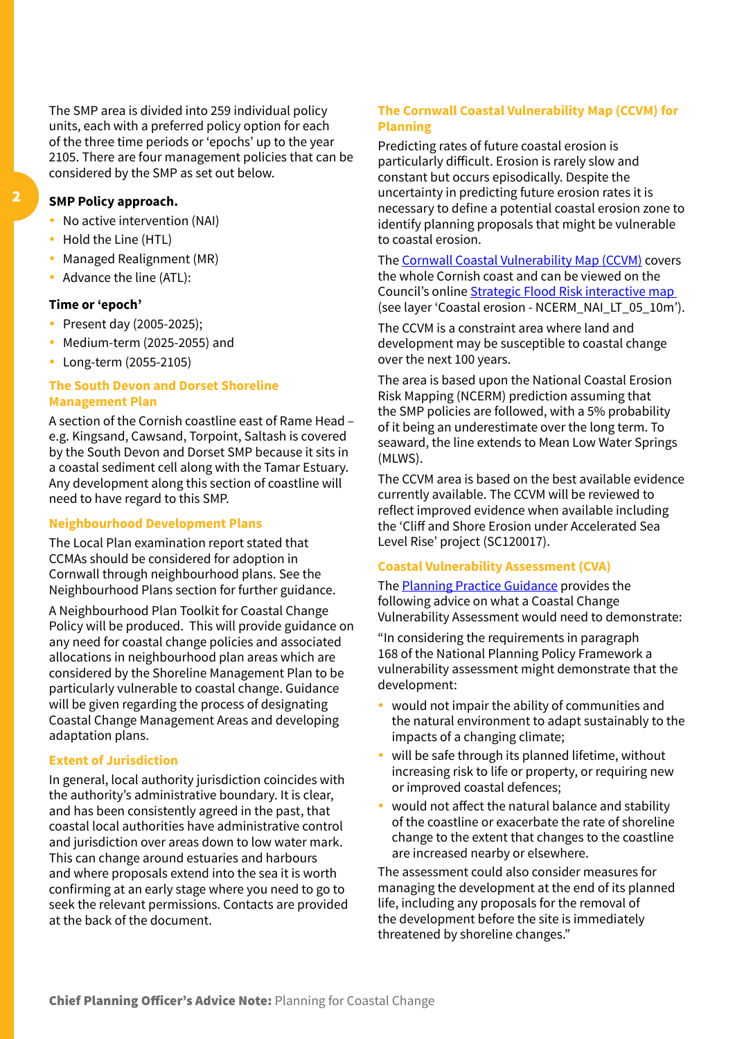The SMP area is divided into 259 individual policy units, each with a preferred policy option for each of the three time periods or 'epochs' up to the year 2105. There are four management policies that can be considered by the SMP as set out below.

**SMP Policy approach.**

- No active intervention (NAI)
- Hold the Line (HTL)
- Managed Realignment (MR)
- Advance the line (ATL):

**Time or 'epoch'**

- Present day (2005-2025);
- Medium-term (2025-2055) and
- Long-term (2055-2105)

### The South Devon and Dorset Shoreline Management Plan

A section of the Cornish coastline east of Rame Head – e.g. Kingsand, Cawsand, Torpoint, Saltash is covered by the South Devon and Dorset SMP because it sits in a coastal sediment cell along with the Tamar Estuary. Any development along this section of coastline will need to have regard to this SMP.

### Neighbourhood Development Plans

The Local Plan examination report stated that CCMAs should be considered for adoption in Cornwall through neighbourhood plans. See the Neighbourhood Plans section for further guidance.

A Neighbourhood Plan Toolkit for Coastal Change Policy will be produced. This will provide guidance on any need for coastal change policies and associated allocations in neighbourhood plan areas which are considered by the Shoreline Management Plan to be particularly vulnerable to coastal change. Guidance will be given regarding the process of designating Coastal Change Management Areas and developing adaptation plans.

### Extent of Jurisdiction

In general, local authority jurisdiction coincides with the authority's administrative boundary. It is clear, and has been consistently agreed in the past, that coastal local authorities have administrative control and jurisdiction over areas down to low water mark. This can change around estuaries and harbours and where proposals extend into the sea it is worth confirming at an early stage where you need to go to seek the relevant permissions. Contacts are provided at the back of the document.

### The Cornwall Coastal Vulnerability Map (CCVM) for Planning

Predicting rates of future coastal erosion is particularly difficult. Erosion is rarely slow and constant but occurs episodically. Despite the uncertainty in predicting future erosion rates it is necessary to define a potential coastal erosion zone to identify planning proposals that might be vulnerable to coastal erosion.

The Cornwall Coastal Vulnerability Map (CCVM) covers the whole Cornish coast and can be viewed on the Council's online Strategic Flood Risk interactive map (see layer 'Coastal erosion - NCERM_NAI_LT_05_10m').

The CCVM is a constraint area where land and development may be susceptible to coastal change over the next 100 years.

The area is based upon the National Coastal Erosion Risk Mapping (NCERM) prediction assuming that the SMP policies are followed, with a 5% probability of it being an underestimate over the long term. To seaward, the line extends to Mean Low Water Springs (MLWS).

The CCVM area is based on the best available evidence currently available. The CCVM will be reviewed to reflect improved evidence when available including the 'Cliff and Shore Erosion under Accelerated Sea Level Rise' project (SC120017).

### Coastal Vulnerability Assessment (CVA)

The Planning Practice Guidance provides the following advice on what a Coastal Change Vulnerability Assessment would need to demonstrate:

"In considering the requirements in paragraph 168 of the National Planning Policy Framework a vulnerability assessment might demonstrate that the development:

- would not impair the ability of communities and the natural environment to adapt sustainably to the impacts of a changing climate;
- will be safe through its planned lifetime, without increasing risk to life or property, or requiring new or improved coastal defences;
- would not affect the natural balance and stability of the coastline or exacerbate the rate of shoreline change to the extent that changes to the coastline are increased nearby or elsewhere.

The assessment could also consider measures for managing the development at the end of its planned life, including any proposals for the removal of the development before the site is immediately threatened by shoreline changes."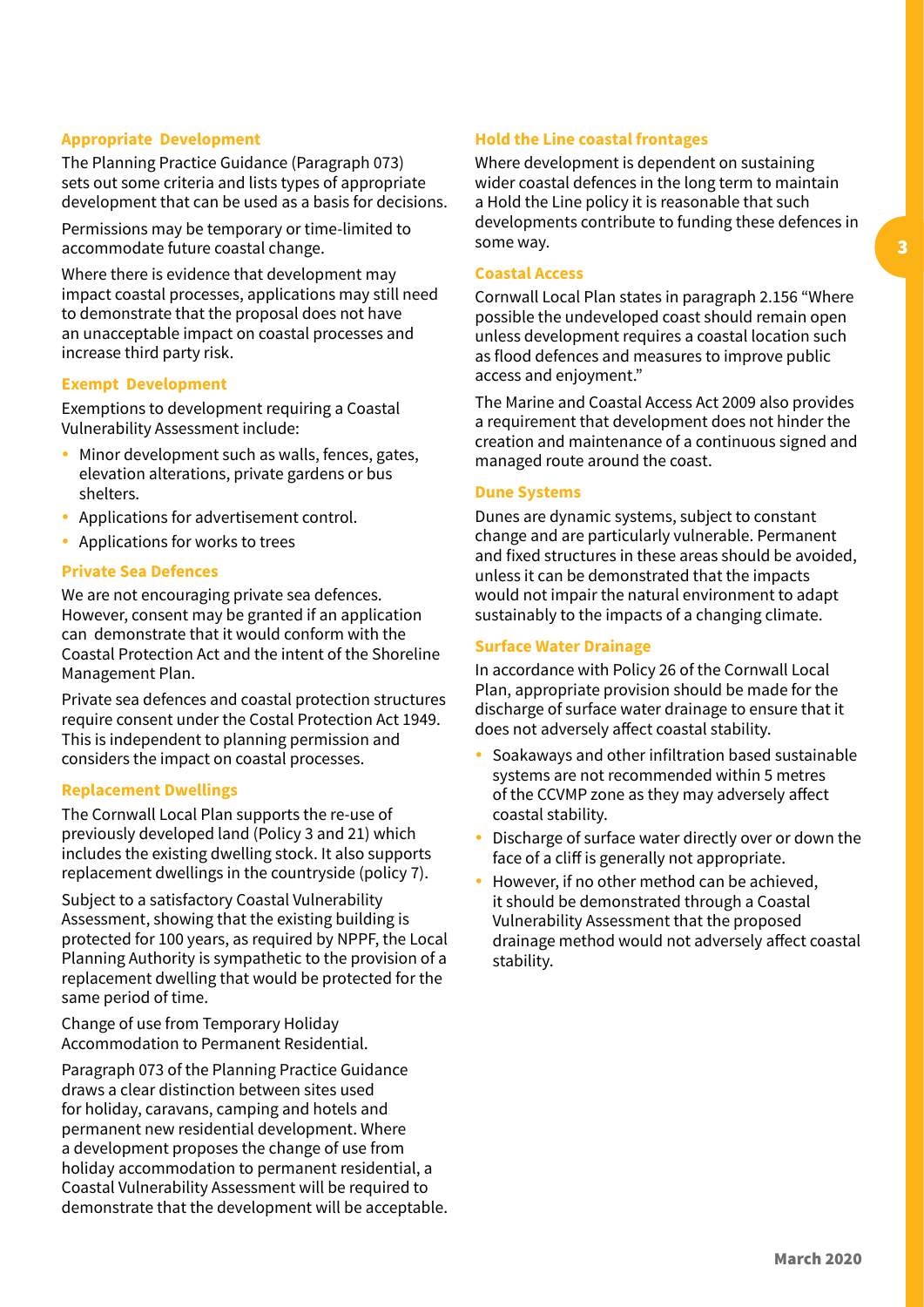### Appropriate Development

The Planning Practice Guidance (Paragraph 073) sets out some criteria and lists types of appropriate development that can be used as a basis for decisions.

Permissions may be temporary or time-limited to accommodate future coastal change.

Where there is evidence that development may impact coastal processes, applications may still need to demonstrate that the proposal does not have an unacceptable impact on coastal processes and increase third party risk.

### Exempt Development

Exemptions to development requiring a Coastal Vulnerability Assessment include:

- Minor development such as walls, fences, gates, elevation alterations, private gardens or bus shelters.
- Applications for advertisement control.
- Applications for works to trees

### Private Sea Defences

We are not encouraging private sea defences. However, consent may be granted if an application can demonstrate that it would conform with the Coastal Protection Act and the intent of the Shoreline Management Plan.

Private sea defences and coastal protection structures require consent under the Costal Protection Act 1949. This is independent to planning permission and considers the impact on coastal processes.

### Replacement Dwellings

The Cornwall Local Plan supports the re-use of previously developed land (Policy 3 and 21) which includes the existing dwelling stock. It also supports replacement dwellings in the countryside (policy 7).

Subject to a satisfactory Coastal Vulnerability Assessment, showing that the existing building is protected for 100 years, as required by NPPF, the Local Planning Authority is sympathetic to the provision of a replacement dwelling that would be protected for the same period of time.

Change of use from Temporary Holiday Accommodation to Permanent Residential.

Paragraph 073 of the Planning Practice Guidance draws a clear distinction between sites used for holiday, caravans, camping and hotels and permanent new residential development. Where a development proposes the change of use from holiday accommodation to permanent residential, a Coastal Vulnerability Assessment will be required to demonstrate that the development will be acceptable.

### Hold the Line coastal frontages

Where development is dependent on sustaining wider coastal defences in the long term to maintain a Hold the Line policy it is reasonable that such developments contribute to funding these defences in some way.

### Coastal Access

Cornwall Local Plan states in paragraph 2.156 "Where possible the undeveloped coast should remain open unless development requires a coastal location such as flood defences and measures to improve public access and enjoyment."

The Marine and Coastal Access Act 2009 also provides a requirement that development does not hinder the creation and maintenance of a continuous signed and managed route around the coast.

### Dune Systems

Dunes are dynamic systems, subject to constant change and are particularly vulnerable. Permanent and fixed structures in these areas should be avoided, unless it can be demonstrated that the impacts would not impair the natural environment to adapt sustainably to the impacts of a changing climate.

### Surface Water Drainage

In accordance with Policy 26 of the Cornwall Local Plan, appropriate provision should be made for the discharge of surface water drainage to ensure that it does not adversely affect coastal stability.

- Soakaways and other infiltration based sustainable systems are not recommended within 5 metres of the CCVMP zone as they may adversely affect coastal stability.
- Discharge of surface water directly over or down the face of a cliff is generally not appropriate.
- However, if no other method can be achieved, it should be demonstrated through a Coastal Vulnerability Assessment that the proposed drainage method would not adversely affect coastal stability.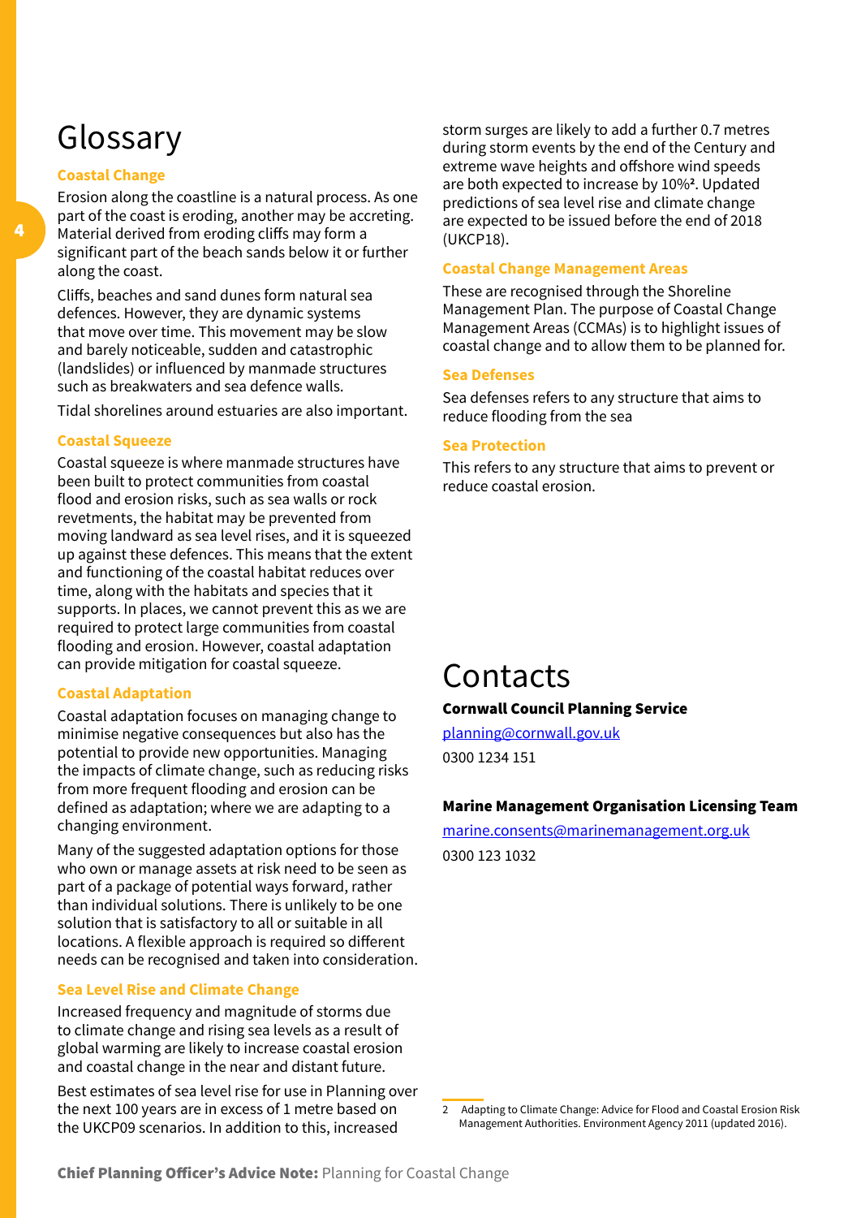# Glossary

### Coastal Change

Erosion along the coastline is a natural process. As one part of the coast is eroding, another may be accreting. Material derived from eroding cliffs may form a significant part of the beach sands below it or further along the coast.

Cliffs, beaches and sand dunes form natural sea defences. However, they are dynamic systems that move over time. This movement may be slow and barely noticeable, sudden and catastrophic (landslides) or influenced by manmade structures such as breakwaters and sea defence walls.

Tidal shorelines around estuaries are also important.

### Coastal Squeeze

Coastal squeeze is where manmade structures have been built to protect communities from coastal flood and erosion risks, such as sea walls or rock revetments, the habitat may be prevented from moving landward as sea level rises, and it is squeezed up against these defences. This means that the extent and functioning of the coastal habitat reduces over time, along with the habitats and species that it supports. In places, we cannot prevent this as we are required to protect large communities from coastal flooding and erosion. However, coastal adaptation can provide mitigation for coastal squeeze.

### Coastal Adaptation

Coastal adaptation focuses on managing change to minimise negative consequences but also has the potential to provide new opportunities. Managing the impacts of climate change, such as reducing risks from more frequent flooding and erosion can be defined as adaptation; where we are adapting to a changing environment.

Many of the suggested adaptation options for those who own or manage assets at risk need to be seen as part of a package of potential ways forward, rather than individual solutions. There is unlikely to be one solution that is satisfactory to all or suitable in all locations. A flexible approach is required so different needs can be recognised and taken into consideration.

### Sea Level Rise and Climate Change

Increased frequency and magnitude of storms due to climate change and rising sea levels as a result of global warming are likely to increase coastal erosion and coastal change in the near and distant future.

Best estimates of sea level rise for use in Planning over the next 100 years are in excess of 1 metre based on the UKCP09 scenarios. In addition to this, increased storm surges are likely to add a further 0.7 metres during storm events by the end of the Century and extreme wave heights and offshore wind speeds are both expected to increase by 10%[2]. Updated predictions of sea level rise and climate change are expected to be issued before the end of 2018 (UKCP18).

### Coastal Change Management Areas

These are recognised through the Shoreline Management Plan. The purpose of Coastal Change Management Areas (CCMAs) is to highlight issues of coastal change and to allow them to be planned for.

### Sea Defenses

Sea defenses refers to any structure that aims to reduce flooding from the sea

### Sea Protection

This refers to any structure that aims to prevent or reduce coastal erosion.

# Contacts

**Cornwall Council Planning Service**

planning@cornwall.gov.uk

0300 1234 151

**Marine Management Organisation Licensing Team**

marine.consents@marinemanagement.org.uk

0300 123 1032

2 Adapting to Climate Change: Advice for Flood and Coastal Erosion Risk Management Authorities. Environment Agency 2011 (updated 2016).